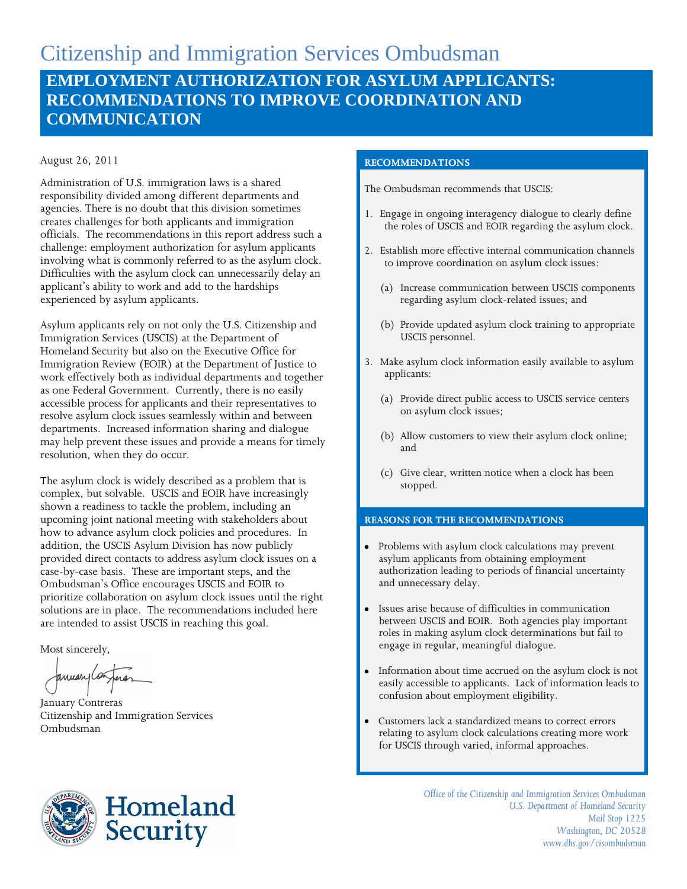# Citizenship and Immigration Services Ombudsman

## EMPLOYMENT AUTHORIZATION FOR ASYLUM APPLICANTS: RECOMMENDATIONS TO IMPROVE COORDINATION AND COMMUNICATION

August 26, 2011

Administration of U.S. immigration laws is a shared responsibility divided among different departments and agencies. There is no doubt that this division sometimes creates challenges for both applicants and immigration officials. The recommendations in this report address such a challenge: employment authorization for asylum applicants involving what is commonly referred to as the asylum clock. Difficulties with the asylum clock can unnecessarily delay an applicant's ability to work and add to the hardships experienced by asylum applicants.

Asylum applicants rely on not only the U.S. Citizenship and Immigration Services (USCIS) at the Department of Homeland Security but also on the Executive Office for Immigration Review (EOIR) at the Department of Justice to work effectively both as individual departments and together as one Federal Government. Currently, there is no easily accessible process for applicants and their representatives to resolve asylum clock issues seamlessly within and between departments. Increased information sharing and dialogue may help prevent these issues and provide a means for timely resolution, when they do occur.

The asylum clock is widely described as a problem that is complex, but solvable. USCIS and EOIR have increasingly shown a readiness to tackle the problem, including an upcoming joint national meeting with stakeholders about how to advance asylum clock policies and procedures. In addition, the USCIS Asylum Division has now publicly provided direct contacts to address asylum clock issues on a case-by-case basis. These are important steps, and the Ombudsman's Office encourages USCIS and EOIR to prioritize collaboration on asylum clock issues until the right solutions are in place. The recommendations included here are intended to assist USCIS in reaching this goal.

Most sincerely,

January Contreras
Citizenship and Immigration Services
Ombudsman

### RECOMMENDATIONS

The Ombudsman recommends that USCIS:

1. Engage in ongoing interagency dialogue to clearly define the roles of USCIS and EOIR regarding the asylum clock.
2. Establish more effective internal communication channels to improve coordination on asylum clock issues:
   - (a) Increase communication between USCIS components regarding asylum clock-related issues; and
   - (b) Provide updated asylum clock training to appropriate USCIS personnel.
3. Make asylum clock information easily available to asylum applicants:
   - (a) Provide direct public access to USCIS service centers on asylum clock issues;
   - (b) Allow customers to view their asylum clock online; and
   - (c) Give clear, written notice when a clock has been stopped.

### REASONS FOR THE RECOMMENDATIONS

- Problems with asylum clock calculations may prevent asylum applicants from obtaining employment authorization leading to periods of financial uncertainty and unnecessary delay.
- Issues arise because of difficulties in communication between USCIS and EOIR. Both agencies play important roles in making asylum clock determinations but fail to engage in regular, meaningful dialogue.
- Information about time accrued on the asylum clock is not easily accessible to applicants. Lack of information leads to confusion about employment eligibility.
- Customers lack a standardized means to correct errors relating to asylum clock calculations creating more work for USCIS through varied, informal approaches.

*Office of the Citizenship and Immigration Services Ombudsman*
*U.S. Department of Homeland Security*
*Mail Stop 1225*
*Washington, DC 20528*
*www.dhs.gov/cisombudsman*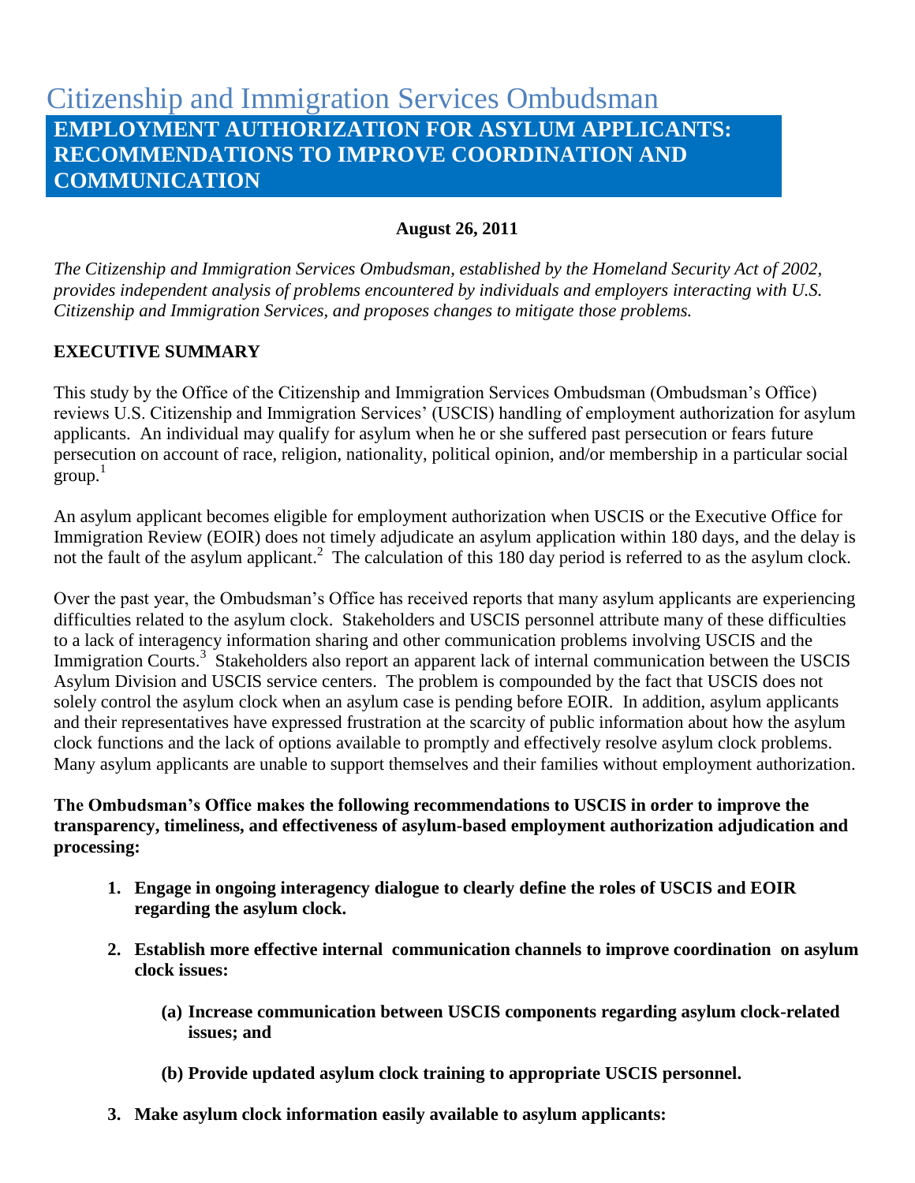# Citizenship and Immigration Services Ombudsman

## EMPLOYMENT AUTHORIZATION FOR ASYLUM APPLICANTS: RECOMMENDATIONS TO IMPROVE COORDINATION AND COMMUNICATION

**August 26, 2011**

*The Citizenship and Immigration Services Ombudsman, established by the Homeland Security Act of 2002, provides independent analysis of problems encountered by individuals and employers interacting with U.S. Citizenship and Immigration Services, and proposes changes to mitigate those problems.*

### EXECUTIVE SUMMARY

This study by the Office of the Citizenship and Immigration Services Ombudsman (Ombudsman's Office) reviews U.S. Citizenship and Immigration Services' (USCIS) handling of employment authorization for asylum applicants. An individual may qualify for asylum when he or she suffered past persecution or fears future persecution on account of race, religion, nationality, political opinion, and/or membership in a particular social group.[1]

An asylum applicant becomes eligible for employment authorization when USCIS or the Executive Office for Immigration Review (EOIR) does not timely adjudicate an asylum application within 180 days, and the delay is not the fault of the asylum applicant.[2] The calculation of this 180 day period is referred to as the asylum clock.

Over the past year, the Ombudsman's Office has received reports that many asylum applicants are experiencing difficulties related to the asylum clock. Stakeholders and USCIS personnel attribute many of these difficulties to a lack of interagency information sharing and other communication problems involving USCIS and the Immigration Courts.[3] Stakeholders also report an apparent lack of internal communication between the USCIS Asylum Division and USCIS service centers. The problem is compounded by the fact that USCIS does not solely control the asylum clock when an asylum case is pending before EOIR. In addition, asylum applicants and their representatives have expressed frustration at the scarcity of public information about how the asylum clock functions and the lack of options available to promptly and effectively resolve asylum clock problems. Many asylum applicants are unable to support themselves and their families without employment authorization.

**The Ombudsman's Office makes the following recommendations to USCIS in order to improve the transparency, timeliness, and effectiveness of asylum-based employment authorization adjudication and processing:**

1. **Engage in ongoing interagency dialogue to clearly define the roles of USCIS and EOIR regarding the asylum clock.**
2. **Establish more effective internal communication channels to improve coordination on asylum clock issues:**
   - **(a) Increase communication between USCIS components regarding asylum clock-related issues; and**
   - **(b) Provide updated asylum clock training to appropriate USCIS personnel.**
3. **Make asylum clock information easily available to asylum applicants:**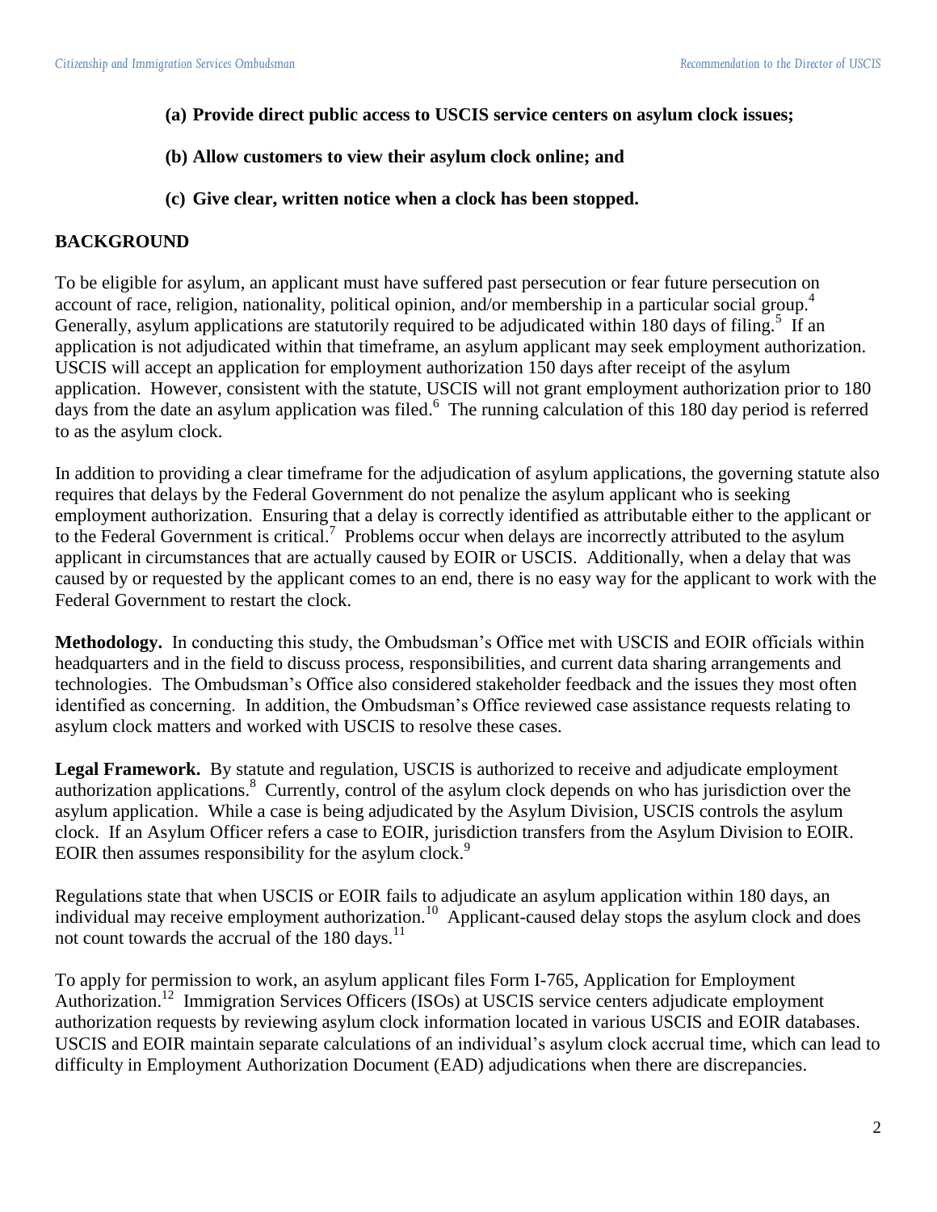**(a) Provide direct public access to USCIS service centers on asylum clock issues;**

**(b) Allow customers to view their asylum clock online; and**

**(c) Give clear, written notice when a clock has been stopped.**

## BACKGROUND

To be eligible for asylum, an applicant must have suffered past persecution or fear future persecution on account of race, religion, nationality, political opinion, and/or membership in a particular social group.[4] Generally, asylum applications are statutorily required to be adjudicated within 180 days of filing.[5] If an application is not adjudicated within that timeframe, an asylum applicant may seek employment authorization. USCIS will accept an application for employment authorization 150 days after receipt of the asylum application. However, consistent with the statute, USCIS will not grant employment authorization prior to 180 days from the date an asylum application was filed.[6] The running calculation of this 180 day period is referred to as the asylum clock.

In addition to providing a clear timeframe for the adjudication of asylum applications, the governing statute also requires that delays by the Federal Government do not penalize the asylum applicant who is seeking employment authorization. Ensuring that a delay is correctly identified as attributable either to the applicant or to the Federal Government is critical.[7] Problems occur when delays are incorrectly attributed to the asylum applicant in circumstances that are actually caused by EOIR or USCIS. Additionally, when a delay that was caused by or requested by the applicant comes to an end, there is no easy way for the applicant to work with the Federal Government to restart the clock.

**Methodology.** In conducting this study, the Ombudsman's Office met with USCIS and EOIR officials within headquarters and in the field to discuss process, responsibilities, and current data sharing arrangements and technologies. The Ombudsman's Office also considered stakeholder feedback and the issues they most often identified as concerning. In addition, the Ombudsman's Office reviewed case assistance requests relating to asylum clock matters and worked with USCIS to resolve these cases.

**Legal Framework.** By statute and regulation, USCIS is authorized to receive and adjudicate employment authorization applications.[8] Currently, control of the asylum clock depends on who has jurisdiction over the asylum application. While a case is being adjudicated by the Asylum Division, USCIS controls the asylum clock. If an Asylum Officer refers a case to EOIR, jurisdiction transfers from the Asylum Division to EOIR. EOIR then assumes responsibility for the asylum clock.[9]

Regulations state that when USCIS or EOIR fails to adjudicate an asylum application within 180 days, an individual may receive employment authorization.[10] Applicant-caused delay stops the asylum clock and does not count towards the accrual of the 180 days.[11]

To apply for permission to work, an asylum applicant files Form I-765, Application for Employment Authorization.[12] Immigration Services Officers (ISOs) at USCIS service centers adjudicate employment authorization requests by reviewing asylum clock information located in various USCIS and EOIR databases. USCIS and EOIR maintain separate calculations of an individual's asylum clock accrual time, which can lead to difficulty in Employment Authorization Document (EAD) adjudications when there are discrepancies.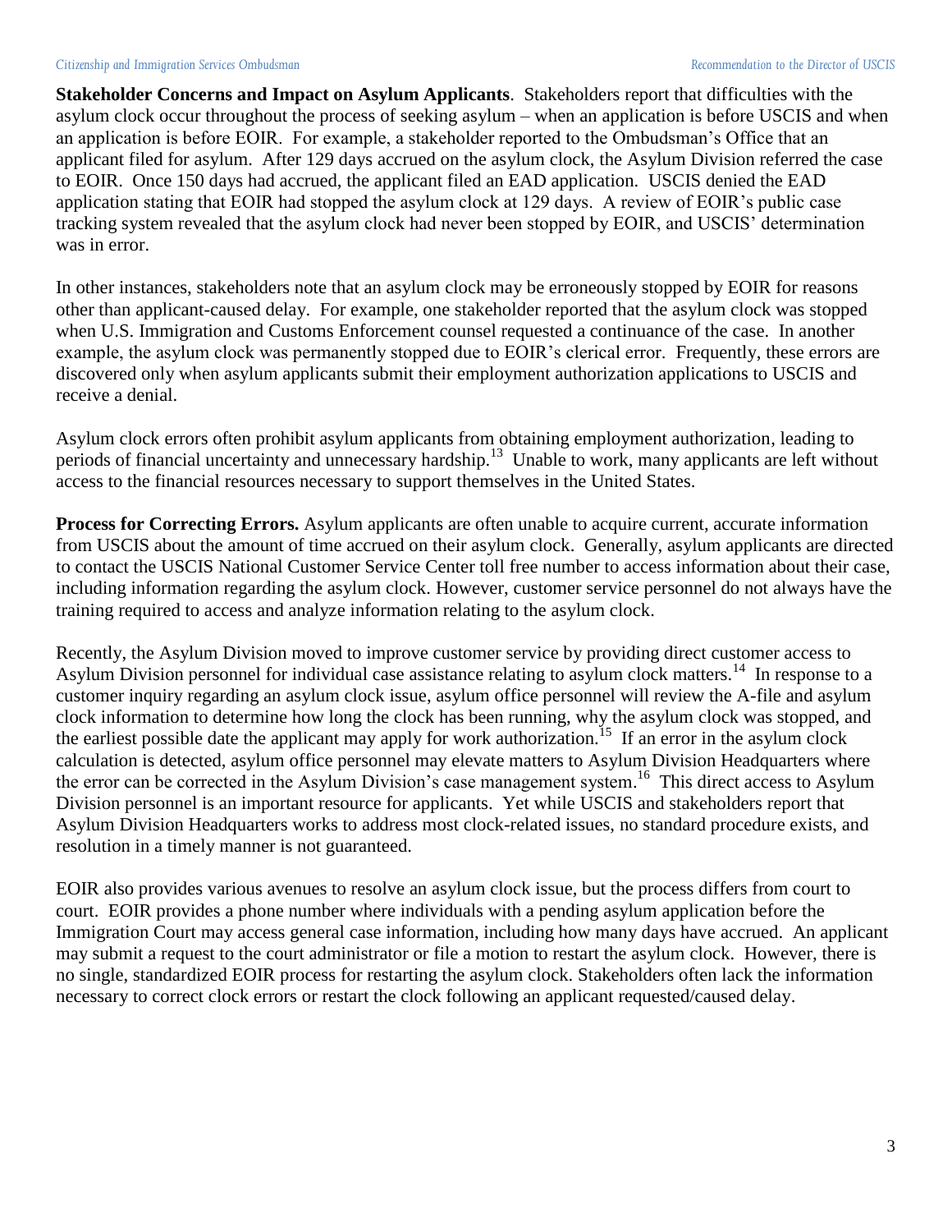**Stakeholder Concerns and Impact on Asylum Applicants**. Stakeholders report that difficulties with the asylum clock occur throughout the process of seeking asylum – when an application is before USCIS and when an application is before EOIR. For example, a stakeholder reported to the Ombudsman's Office that an applicant filed for asylum. After 129 days accrued on the asylum clock, the Asylum Division referred the case to EOIR. Once 150 days had accrued, the applicant filed an EAD application. USCIS denied the EAD application stating that EOIR had stopped the asylum clock at 129 days. A review of EOIR's public case tracking system revealed that the asylum clock had never been stopped by EOIR, and USCIS' determination was in error.

In other instances, stakeholders note that an asylum clock may be erroneously stopped by EOIR for reasons other than applicant-caused delay. For example, one stakeholder reported that the asylum clock was stopped when U.S. Immigration and Customs Enforcement counsel requested a continuance of the case. In another example, the asylum clock was permanently stopped due to EOIR's clerical error. Frequently, these errors are discovered only when asylum applicants submit their employment authorization applications to USCIS and receive a denial.

Asylum clock errors often prohibit asylum applicants from obtaining employment authorization, leading to periods of financial uncertainty and unnecessary hardship.[13] Unable to work, many applicants are left without access to the financial resources necessary to support themselves in the United States.

**Process for Correcting Errors.** Asylum applicants are often unable to acquire current, accurate information from USCIS about the amount of time accrued on their asylum clock. Generally, asylum applicants are directed to contact the USCIS National Customer Service Center toll free number to access information about their case, including information regarding the asylum clock. However, customer service personnel do not always have the training required to access and analyze information relating to the asylum clock.

Recently, the Asylum Division moved to improve customer service by providing direct customer access to Asylum Division personnel for individual case assistance relating to asylum clock matters.[14] In response to a customer inquiry regarding an asylum clock issue, asylum office personnel will review the A-file and asylum clock information to determine how long the clock has been running, why the asylum clock was stopped, and the earliest possible date the applicant may apply for work authorization.[15] If an error in the asylum clock calculation is detected, asylum office personnel may elevate matters to Asylum Division Headquarters where the error can be corrected in the Asylum Division's case management system.[16] This direct access to Asylum Division personnel is an important resource for applicants. Yet while USCIS and stakeholders report that Asylum Division Headquarters works to address most clock-related issues, no standard procedure exists, and resolution in a timely manner is not guaranteed.

EOIR also provides various avenues to resolve an asylum clock issue, but the process differs from court to court. EOIR provides a phone number where individuals with a pending asylum application before the Immigration Court may access general case information, including how many days have accrued. An applicant may submit a request to the court administrator or file a motion to restart the asylum clock. However, there is no single, standardized EOIR process for restarting the asylum clock. Stakeholders often lack the information necessary to correct clock errors or restart the clock following an applicant requested/caused delay.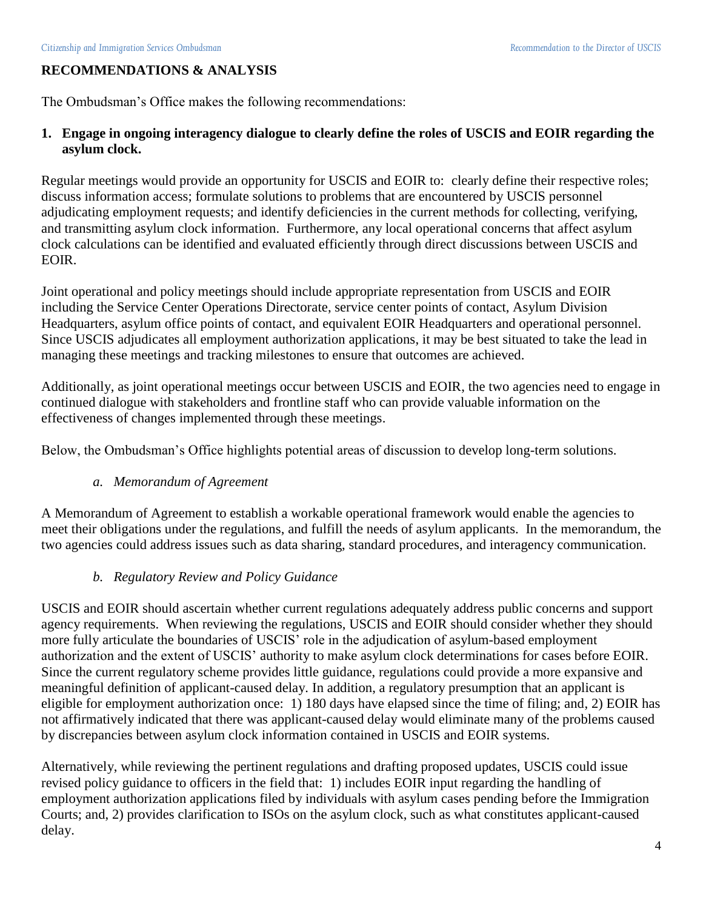## RECOMMENDATIONS & ANALYSIS

The Ombudsman's Office makes the following recommendations:

**1. Engage in ongoing interagency dialogue to clearly define the roles of USCIS and EOIR regarding the asylum clock.**

Regular meetings would provide an opportunity for USCIS and EOIR to: clearly define their respective roles; discuss information access; formulate solutions to problems that are encountered by USCIS personnel adjudicating employment requests; and identify deficiencies in the current methods for collecting, verifying, and transmitting asylum clock information. Furthermore, any local operational concerns that affect asylum clock calculations can be identified and evaluated efficiently through direct discussions between USCIS and EOIR.

Joint operational and policy meetings should include appropriate representation from USCIS and EOIR including the Service Center Operations Directorate, service center points of contact, Asylum Division Headquarters, asylum office points of contact, and equivalent EOIR Headquarters and operational personnel. Since USCIS adjudicates all employment authorization applications, it may be best situated to take the lead in managing these meetings and tracking milestones to ensure that outcomes are achieved.

Additionally, as joint operational meetings occur between USCIS and EOIR, the two agencies need to engage in continued dialogue with stakeholders and frontline staff who can provide valuable information on the effectiveness of changes implemented through these meetings.

Below, the Ombudsman's Office highlights potential areas of discussion to develop long-term solutions.

*a. Memorandum of Agreement*

A Memorandum of Agreement to establish a workable operational framework would enable the agencies to meet their obligations under the regulations, and fulfill the needs of asylum applicants. In the memorandum, the two agencies could address issues such as data sharing, standard procedures, and interagency communication.

*b. Regulatory Review and Policy Guidance*

USCIS and EOIR should ascertain whether current regulations adequately address public concerns and support agency requirements. When reviewing the regulations, USCIS and EOIR should consider whether they should more fully articulate the boundaries of USCIS' role in the adjudication of asylum-based employment authorization and the extent of USCIS' authority to make asylum clock determinations for cases before EOIR. Since the current regulatory scheme provides little guidance, regulations could provide a more expansive and meaningful definition of applicant-caused delay. In addition, a regulatory presumption that an applicant is eligible for employment authorization once: 1) 180 days have elapsed since the time of filing; and, 2) EOIR has not affirmatively indicated that there was applicant-caused delay would eliminate many of the problems caused by discrepancies between asylum clock information contained in USCIS and EOIR systems.

Alternatively, while reviewing the pertinent regulations and drafting proposed updates, USCIS could issue revised policy guidance to officers in the field that: 1) includes EOIR input regarding the handling of employment authorization applications filed by individuals with asylum cases pending before the Immigration Courts; and, 2) provides clarification to ISOs on the asylum clock, such as what constitutes applicant-caused delay.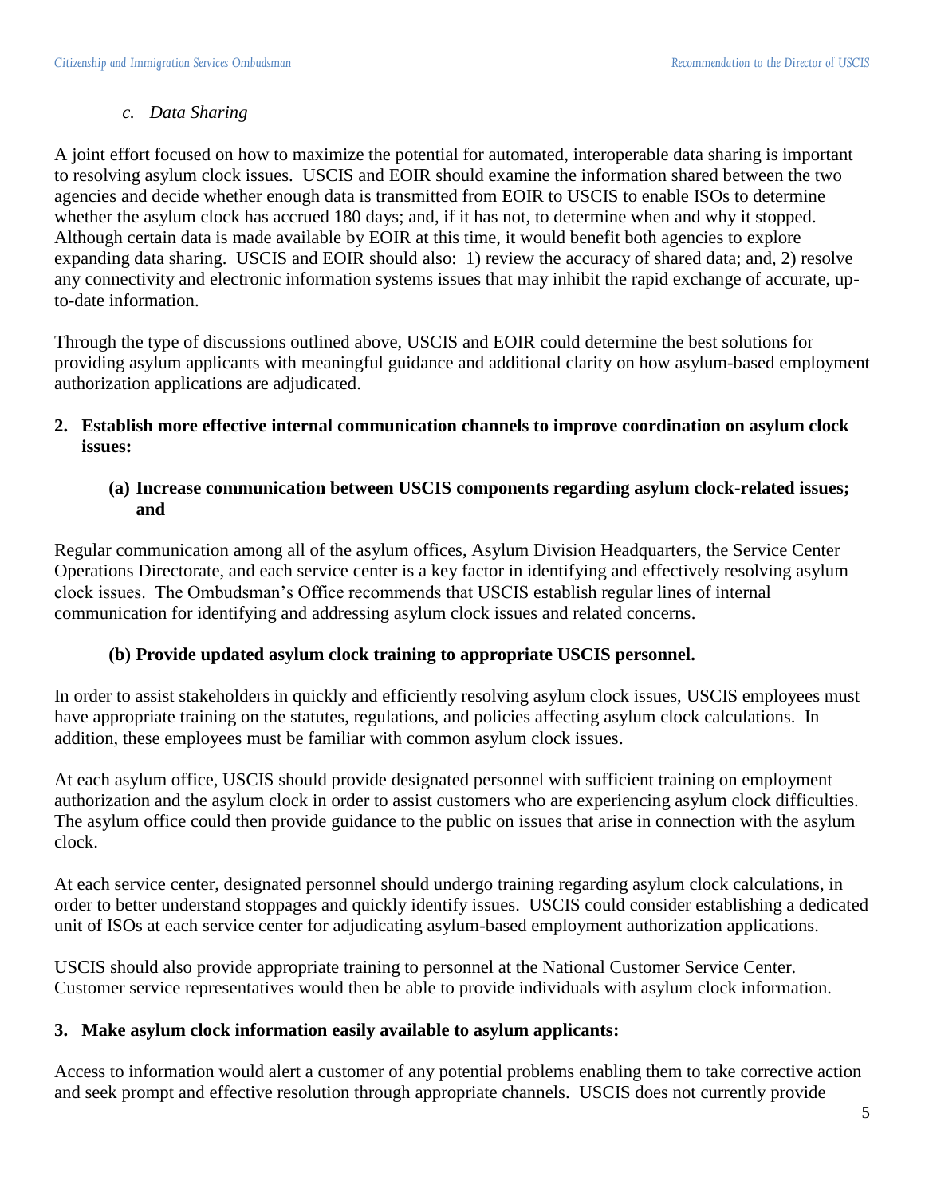*c. Data Sharing*

A joint effort focused on how to maximize the potential for automated, interoperable data sharing is important to resolving asylum clock issues. USCIS and EOIR should examine the information shared between the two agencies and decide whether enough data is transmitted from EOIR to USCIS to enable ISOs to determine whether the asylum clock has accrued 180 days; and, if it has not, to determine when and why it stopped. Although certain data is made available by EOIR at this time, it would benefit both agencies to explore expanding data sharing. USCIS and EOIR should also: 1) review the accuracy of shared data; and, 2) resolve any connectivity and electronic information systems issues that may inhibit the rapid exchange of accurate, up-to-date information.

Through the type of discussions outlined above, USCIS and EOIR could determine the best solutions for providing asylum applicants with meaningful guidance and additional clarity on how asylum-based employment authorization applications are adjudicated.

**2. Establish more effective internal communication channels to improve coordination on asylum clock issues:**

**(a) Increase communication between USCIS components regarding asylum clock-related issues; and**

Regular communication among all of the asylum offices, Asylum Division Headquarters, the Service Center Operations Directorate, and each service center is a key factor in identifying and effectively resolving asylum clock issues. The Ombudsman's Office recommends that USCIS establish regular lines of internal communication for identifying and addressing asylum clock issues and related concerns.

**(b) Provide updated asylum clock training to appropriate USCIS personnel.**

In order to assist stakeholders in quickly and efficiently resolving asylum clock issues, USCIS employees must have appropriate training on the statutes, regulations, and policies affecting asylum clock calculations. In addition, these employees must be familiar with common asylum clock issues.

At each asylum office, USCIS should provide designated personnel with sufficient training on employment authorization and the asylum clock in order to assist customers who are experiencing asylum clock difficulties. The asylum office could then provide guidance to the public on issues that arise in connection with the asylum clock.

At each service center, designated personnel should undergo training regarding asylum clock calculations, in order to better understand stoppages and quickly identify issues. USCIS could consider establishing a dedicated unit of ISOs at each service center for adjudicating asylum-based employment authorization applications.

USCIS should also provide appropriate training to personnel at the National Customer Service Center. Customer service representatives would then be able to provide individuals with asylum clock information.

**3. Make asylum clock information easily available to asylum applicants:**

Access to information would alert a customer of any potential problems enabling them to take corrective action and seek prompt and effective resolution through appropriate channels. USCIS does not currently provide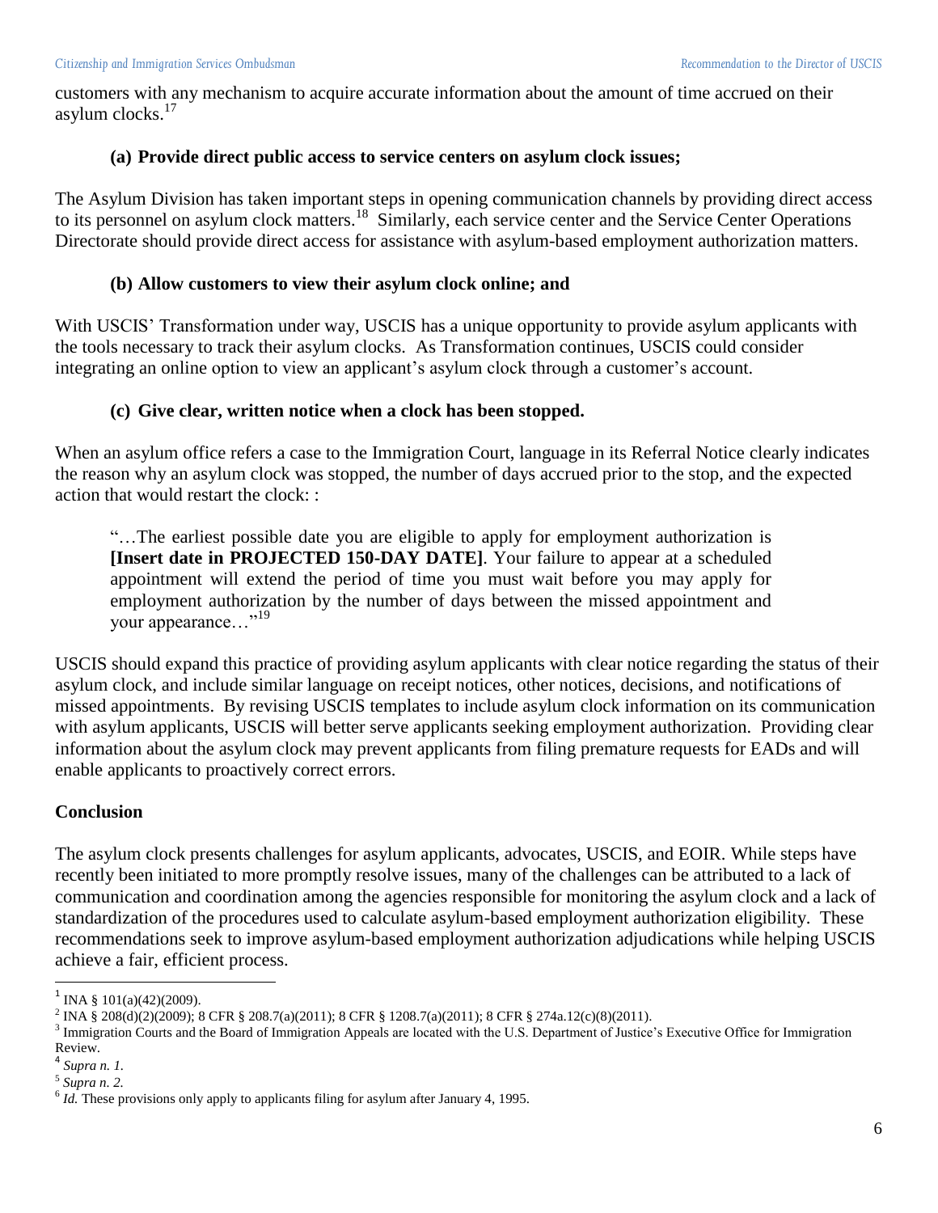customers with any mechanism to acquire accurate information about the amount of time accrued on their asylum clocks.[17]

**(a) Provide direct public access to service centers on asylum clock issues;**

The Asylum Division has taken important steps in opening communication channels by providing direct access to its personnel on asylum clock matters.[18] Similarly, each service center and the Service Center Operations Directorate should provide direct access for assistance with asylum-based employment authorization matters.

**(b) Allow customers to view their asylum clock online; and**

With USCIS' Transformation under way, USCIS has a unique opportunity to provide asylum applicants with the tools necessary to track their asylum clocks. As Transformation continues, USCIS could consider integrating an online option to view an applicant's asylum clock through a customer's account.

**(c) Give clear, written notice when a clock has been stopped.**

When an asylum office refers a case to the Immigration Court, language in its Referral Notice clearly indicates the reason why an asylum clock was stopped, the number of days accrued prior to the stop, and the expected action that would restart the clock: :

> "…The earliest possible date you are eligible to apply for employment authorization is **[Insert date in PROJECTED 150-DAY DATE]**. Your failure to appear at a scheduled appointment will extend the period of time you must wait before you may apply for employment authorization by the number of days between the missed appointment and your appearance…"[19]

USCIS should expand this practice of providing asylum applicants with clear notice regarding the status of their asylum clock, and include similar language on receipt notices, other notices, decisions, and notifications of missed appointments. By revising USCIS templates to include asylum clock information on its communication with asylum applicants, USCIS will better serve applicants seeking employment authorization. Providing clear information about the asylum clock may prevent applicants from filing premature requests for EADs and will enable applicants to proactively correct errors.

**Conclusion**

The asylum clock presents challenges for asylum applicants, advocates, USCIS, and EOIR. While steps have recently been initiated to more promptly resolve issues, many of the challenges can be attributed to a lack of communication and coordination among the agencies responsible for monitoring the asylum clock and a lack of standardization of the procedures used to calculate asylum-based employment authorization eligibility. These recommendations seek to improve asylum-based employment authorization adjudications while helping USCIS achieve a fair, efficient process.

---

[1] INA § 101(a)(42)(2009).

[2] INA § 208(d)(2)(2009); 8 CFR § 208.7(a)(2011); 8 CFR § 1208.7(a)(2011); 8 CFR § 274a.12(c)(8)(2011).

[3] Immigration Courts and the Board of Immigration Appeals are located with the U.S. Department of Justice's Executive Office for Immigration Review.

[4] *Supra n. 1.*

[5] *Supra n. 2.*

[6] *Id.* These provisions only apply to applicants filing for asylum after January 4, 1995.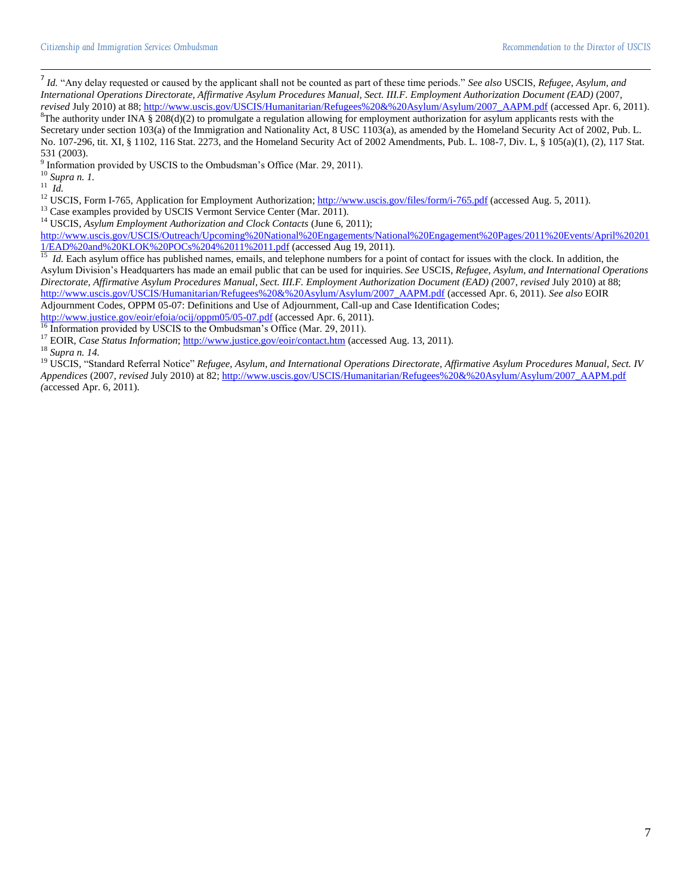[7] *Id.* "Any delay requested or caused by the applicant shall not be counted as part of these time periods." *See also* USCIS, *Refugee, Asylum, and International Operations Directorate, Affirmative Asylum Procedures Manual, Sect. III.F. Employment Authorization Document (EAD)* (2007, *revised* July 2010) at 88; http://www.uscis.gov/USCIS/Humanitarian/Refugees%20&%20Asylum/Asylum/2007_AAPM.pdf (accessed Apr. 6, 2011).

[8] The authority under INA § 208(d)(2) to promulgate a regulation allowing for employment authorization for asylum applicants rests with the Secretary under section 103(a) of the Immigration and Nationality Act, 8 USC 1103(a), as amended by the Homeland Security Act of 2002, Pub. L. No. 107-296, tit. XI, § 1102, 116 Stat. 2273, and the Homeland Security Act of 2002 Amendments, Pub. L. 108-7, Div. L, § 105(a)(1), (2), 117 Stat. 531 (2003).

[9] Information provided by USCIS to the Ombudsman's Office (Mar. 29, 2011).

[10] *Supra n. 1.*

[11] *Id.*

[12] USCIS, Form I-765, Application for Employment Authorization; http://www.uscis.gov/files/form/i-765.pdf (accessed Aug. 5, 2011).

[13] Case examples provided by USCIS Vermont Service Center (Mar. 2011).

[14] USCIS, *Asylum Employment Authorization and Clock Contacts* (June 6, 2011); http://www.uscis.gov/USCIS/Outreach/Upcoming%20National%20Engagements/National%20Engagement%20Pages/2011%20Events/April%202011/EAD%20and%20KLOK%20POCs%204%2011%2011.pdf (accessed Aug 19, 2011).

[15] *Id.* Each asylum office has published names, emails, and telephone numbers for a point of contact for issues with the clock. In addition, the Asylum Division's Headquarters has made an email public that can be used for inquiries. *See* USCIS, *Refugee, Asylum, and International Operations Directorate, Affirmative Asylum Procedures Manual, Sect. III.F. Employment Authorization Document (EAD) (*2007, *revised* July 2010) at 88; http://www.uscis.gov/USCIS/Humanitarian/Refugees%20&%20Asylum/Asylum/2007_AAPM.pdf (accessed Apr. 6, 2011). *See also* EOIR Adjournment Codes, OPPM 05-07: Definitions and Use of Adjournment, Call-up and Case Identification Codes; http://www.justice.gov/eoir/efoia/ocij/oppm05/05-07.pdf (accessed Apr. 6, 2011).

[16] Information provided by USCIS to the Ombudsman's Office (Mar. 29, 2011).

[17] EOIR, *Case Status Information*; http://www.justice.gov/eoir/contact.htm (accessed Aug. 13, 2011).

[18] *Supra n. 14.*

[19] USCIS, "Standard Referral Notice" *Refugee, Asylum, and International Operations Directorate, Affirmative Asylum Procedures Manual, Sect. IV Appendices* (2007, *revised* July 2010) at 82; http://www.uscis.gov/USCIS/Humanitarian/Refugees%20&%20Asylum/Asylum/2007_AAPM.pdf *(*accessed Apr. 6, 2011).